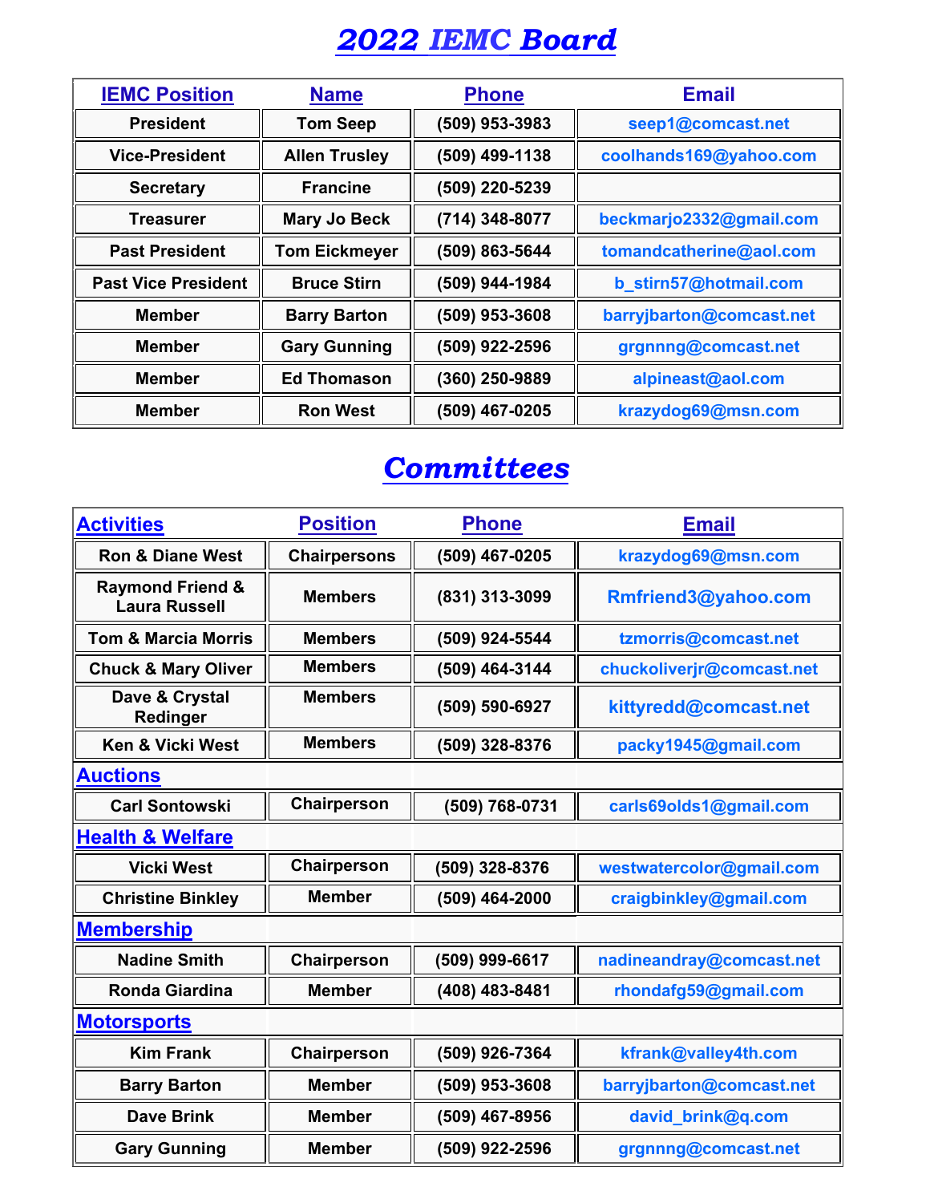# 2022 IEMC Board

| IEMC Position | Name | Phone | Email |
|---|---|---|---|
| President | Tom Seep | (509) 953-3983 | seep1@comcast.net |
| Vice-President | Allen Trusley | (509) 499-1138 | coolhands169@yahoo.com |
| Secretary | Francine | (509) 220-5239 | |
| Treasurer | Mary Jo Beck | (714) 348-8077 | beckmarjo2332@gmail.com |
| Past President | Tom Eickmeyer | (509) 863-5644 | tomandcatherine@aol.com |
| Past Vice President | Bruce Stirn | (509) 944-1984 | b_stirn57@hotmail.com |
| Member | Barry Barton | (509) 953-3608 | barryjbarton@comcast.net |
| Member | Gary Gunning | (509) 922-2596 | grgnnng@comcast.net |
| Member | Ed Thomason | (360) 250-9889 | alpineast@aol.com |
| Member | Ron West | (509) 467-0205 | krazydog69@msn.com |

# Committees

| Activities | Position | Phone | Email |
|---|---|---|---|
| Ron & Diane West | Chairpersons | (509) 467-0205 | krazydog69@msn.com |
| Raymond Friend & Laura Russell | Members | (831) 313-3099 | Rmfriend3@yahoo.com |
| Tom & Marcia Morris | Members | (509) 924-5544 | tzmorris@comcast.net |
| Chuck & Mary Oliver | Members | (509) 464-3144 | chuckoliverjr@comcast.net |
| Dave & Crystal Redinger | Members | (509) 590-6927 | kittyredd@comcast.net |
| Ken & Vicki West | Members | (509) 328-8376 | packy1945@gmail.com |
| **Auctions** | | | |
| Carl Sontowski | Chairperson | (509) 768-0731 | carls69olds1@gmail.com |
| **Health & Welfare** | | | |
| Vicki West | Chairperson | (509) 328-8376 | westwatercolor@gmail.com |
| Christine Binkley | Member | (509) 464-2000 | craigbinkley@gmail.com |
| **Membership** | | | |
| Nadine Smith | Chairperson | (509) 999-6617 | nadineandray@comcast.net |
| Ronda Giardina | Member | (408) 483-8481 | rhondafg59@gmail.com |
| **Motorsports** | | | |
| Kim Frank | Chairperson | (509) 926-7364 | kfrank@valley4th.com |
| Barry Barton | Member | (509) 953-3608 | barryjbarton@comcast.net |
| Dave Brink | Member | (509) 467-8956 | david_brink@q.com |
| Gary Gunning | Member | (509) 922-2596 | grgnnng@comcast.net |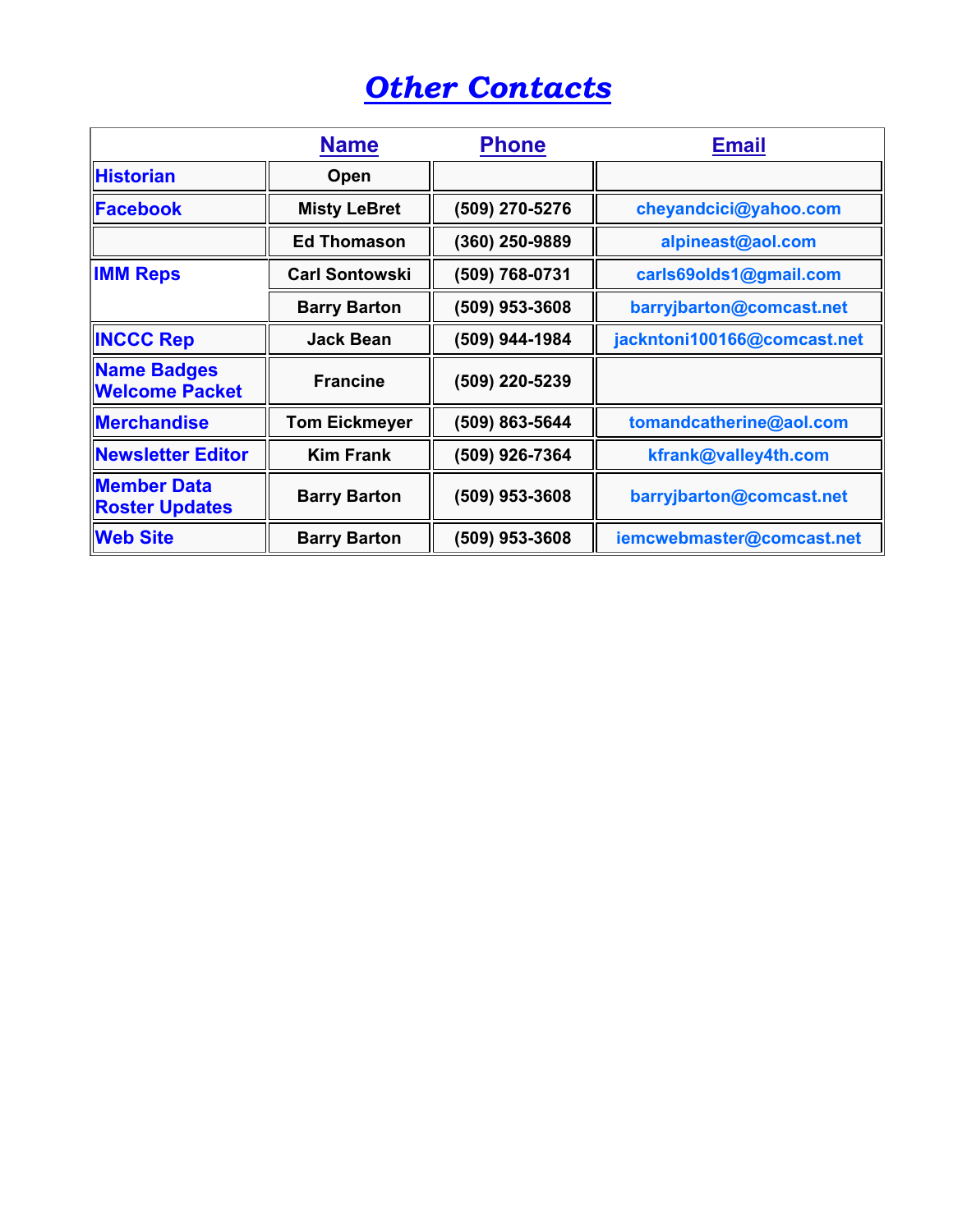# *Other Contacts*

| | Name | Phone | Email |
|---|---|---|---|
| Historian | Open | | |
| Facebook | Misty LeBret | (509) 270-5276 | cheyandcici@yahoo.com |
| | Ed Thomason | (360) 250-9889 | alpineast@aol.com |
| IMM Reps | Carl Sontowski | (509) 768-0731 | carls69olds1@gmail.com |
| | Barry Barton | (509) 953-3608 | barryjbarton@comcast.net |
| INCCC Rep | Jack Bean | (509) 944-1984 | jackntoni100166@comcast.net |
| Name Badges Welcome Packet | Francine | (509) 220-5239 | |
| Merchandise | Tom Eickmeyer | (509) 863-5644 | tomandcatherine@aol.com |
| Newsletter Editor | Kim Frank | (509) 926-7364 | kfrank@valley4th.com |
| Member Data Roster Updates | Barry Barton | (509) 953-3608 | barryjbarton@comcast.net |
| Web Site | Barry Barton | (509) 953-3608 | iemcwebmaster@comcast.net |